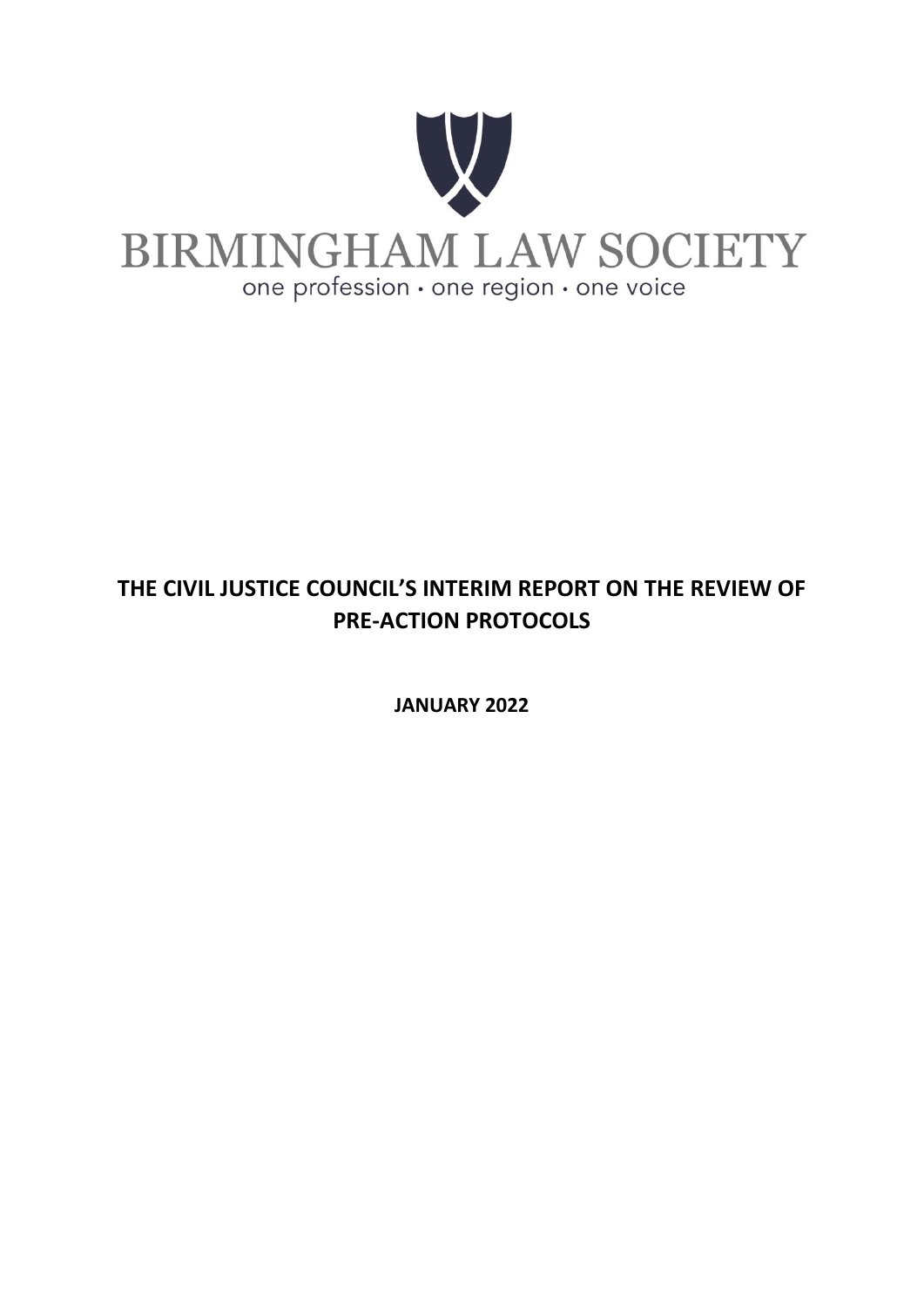BIRMINGHAM LAW SOCIETY

one profession · one region · one voice

# THE CIVIL JUSTICE COUNCIL'S INTERIM REPORT ON THE REVIEW OF PRE-ACTION PROTOCOLS

**JANUARY 2022**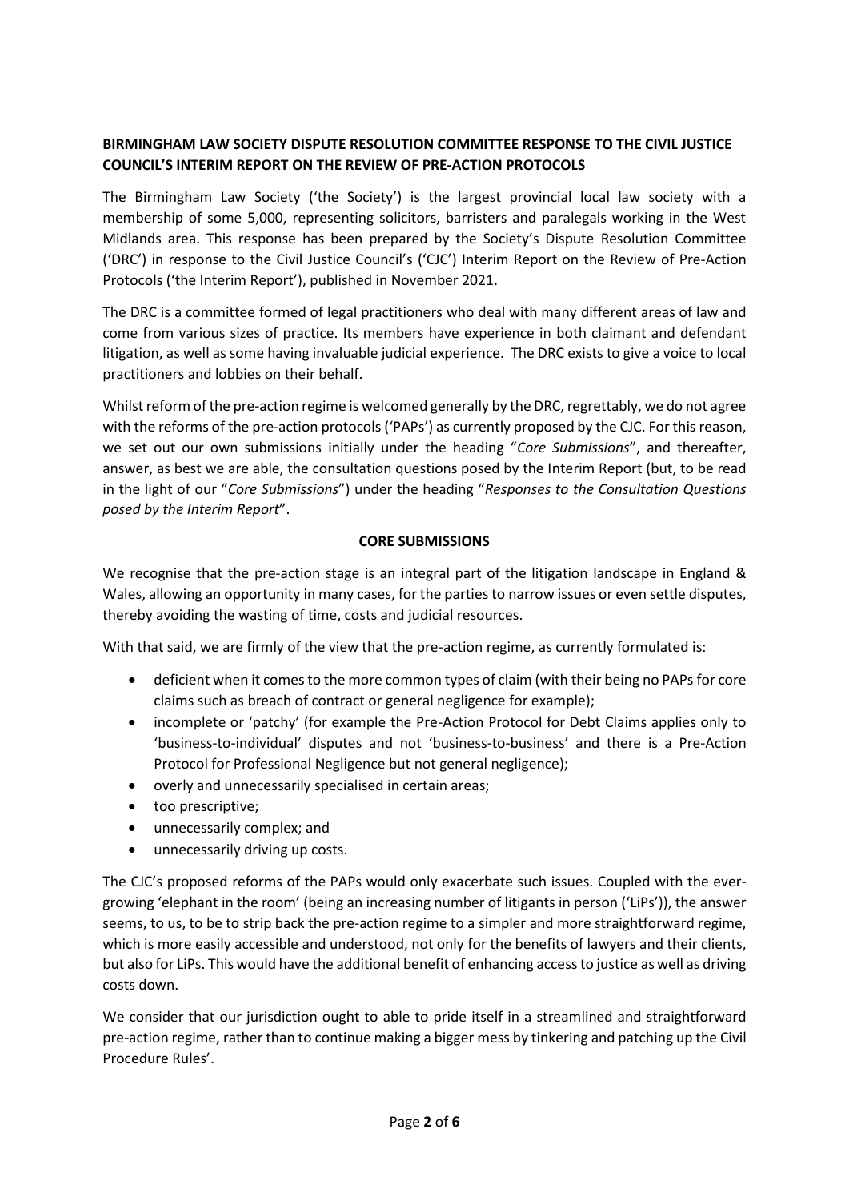**BIRMINGHAM LAW SOCIETY DISPUTE RESOLUTION COMMITTEE RESPONSE TO THE CIVIL JUSTICE COUNCIL'S INTERIM REPORT ON THE REVIEW OF PRE-ACTION PROTOCOLS**

The Birmingham Law Society ('the Society') is the largest provincial local law society with a membership of some 5,000, representing solicitors, barristers and paralegals working in the West Midlands area. This response has been prepared by the Society's Dispute Resolution Committee ('DRC') in response to the Civil Justice Council's ('CJC') Interim Report on the Review of Pre-Action Protocols ('the Interim Report'), published in November 2021.

The DRC is a committee formed of legal practitioners who deal with many different areas of law and come from various sizes of practice. Its members have experience in both claimant and defendant litigation, as well as some having invaluable judicial experience. The DRC exists to give a voice to local practitioners and lobbies on their behalf.

Whilst reform of the pre-action regime is welcomed generally by the DRC, regrettably, we do not agree with the reforms of the pre-action protocols ('PAPs') as currently proposed by the CJC. For this reason, we set out our own submissions initially under the heading "*Core Submissions*", and thereafter, answer, as best we are able, the consultation questions posed by the Interim Report (but, to be read in the light of our "*Core Submissions*") under the heading "*Responses to the Consultation Questions posed by the Interim Report*".

**CORE SUBMISSIONS**

We recognise that the pre-action stage is an integral part of the litigation landscape in England & Wales, allowing an opportunity in many cases, for the parties to narrow issues or even settle disputes, thereby avoiding the wasting of time, costs and judicial resources.

With that said, we are firmly of the view that the pre-action regime, as currently formulated is:

- deficient when it comes to the more common types of claim (with their being no PAPs for core claims such as breach of contract or general negligence for example);
- incomplete or 'patchy' (for example the Pre-Action Protocol for Debt Claims applies only to 'business-to-individual' disputes and not 'business-to-business' and there is a Pre-Action Protocol for Professional Negligence but not general negligence);
- overly and unnecessarily specialised in certain areas;
- too prescriptive;
- unnecessarily complex; and
- unnecessarily driving up costs.

The CJC's proposed reforms of the PAPs would only exacerbate such issues. Coupled with the ever-growing 'elephant in the room' (being an increasing number of litigants in person ('LiPs')), the answer seems, to us, to be to strip back the pre-action regime to a simpler and more straightforward regime, which is more easily accessible and understood, not only for the benefits of lawyers and their clients, but also for LiPs. This would have the additional benefit of enhancing access to justice as well as driving costs down.

We consider that our jurisdiction ought to able to pride itself in a streamlined and straightforward pre-action regime, rather than to continue making a bigger mess by tinkering and patching up the Civil Procedure Rules'.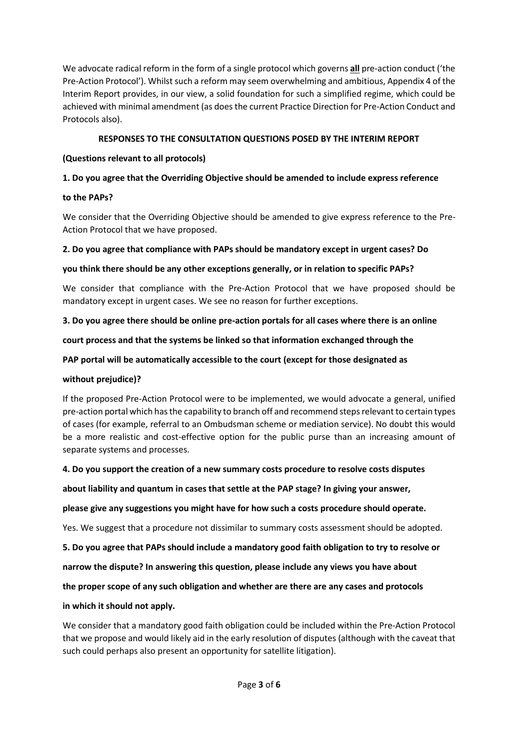We advocate radical reform in the form of a single protocol which governs **all** pre-action conduct ('the Pre-Action Protocol'). Whilst such a reform may seem overwhelming and ambitious, Appendix 4 of the Interim Report provides, in our view, a solid foundation for such a simplified regime, which could be achieved with minimal amendment (as does the current Practice Direction for Pre-Action Conduct and Protocols also).

## RESPONSES TO THE CONSULTATION QUESTIONS POSED BY THE INTERIM REPORT

**(Questions relevant to all protocols)**

**1. Do you agree that the Overriding Objective should be amended to include express reference to the PAPs?**

We consider that the Overriding Objective should be amended to give express reference to the Pre-Action Protocol that we have proposed.

**2. Do you agree that compliance with PAPs should be mandatory except in urgent cases? Do you think there should be any other exceptions generally, or in relation to specific PAPs?**

We consider that compliance with the Pre-Action Protocol that we have proposed should be mandatory except in urgent cases. We see no reason for further exceptions.

**3. Do you agree there should be online pre-action portals for all cases where there is an online court process and that the systems be linked so that information exchanged through the PAP portal will be automatically accessible to the court (except for those designated as without prejudice)?**

If the proposed Pre-Action Protocol were to be implemented, we would advocate a general, unified pre-action portal which has the capability to branch off and recommend steps relevant to certain types of cases (for example, referral to an Ombudsman scheme or mediation service). No doubt this would be a more realistic and cost-effective option for the public purse than an increasing amount of separate systems and processes.

**4. Do you support the creation of a new summary costs procedure to resolve costs disputes about liability and quantum in cases that settle at the PAP stage? In giving your answer, please give any suggestions you might have for how such a costs procedure should operate.**

Yes. We suggest that a procedure not dissimilar to summary costs assessment should be adopted.

**5. Do you agree that PAPs should include a mandatory good faith obligation to try to resolve or narrow the dispute? In answering this question, please include any views you have about the proper scope of any such obligation and whether are there are any cases and protocols in which it should not apply.**

We consider that a mandatory good faith obligation could be included within the Pre-Action Protocol that we propose and would likely aid in the early resolution of disputes (although with the caveat that such could perhaps also present an opportunity for satellite litigation).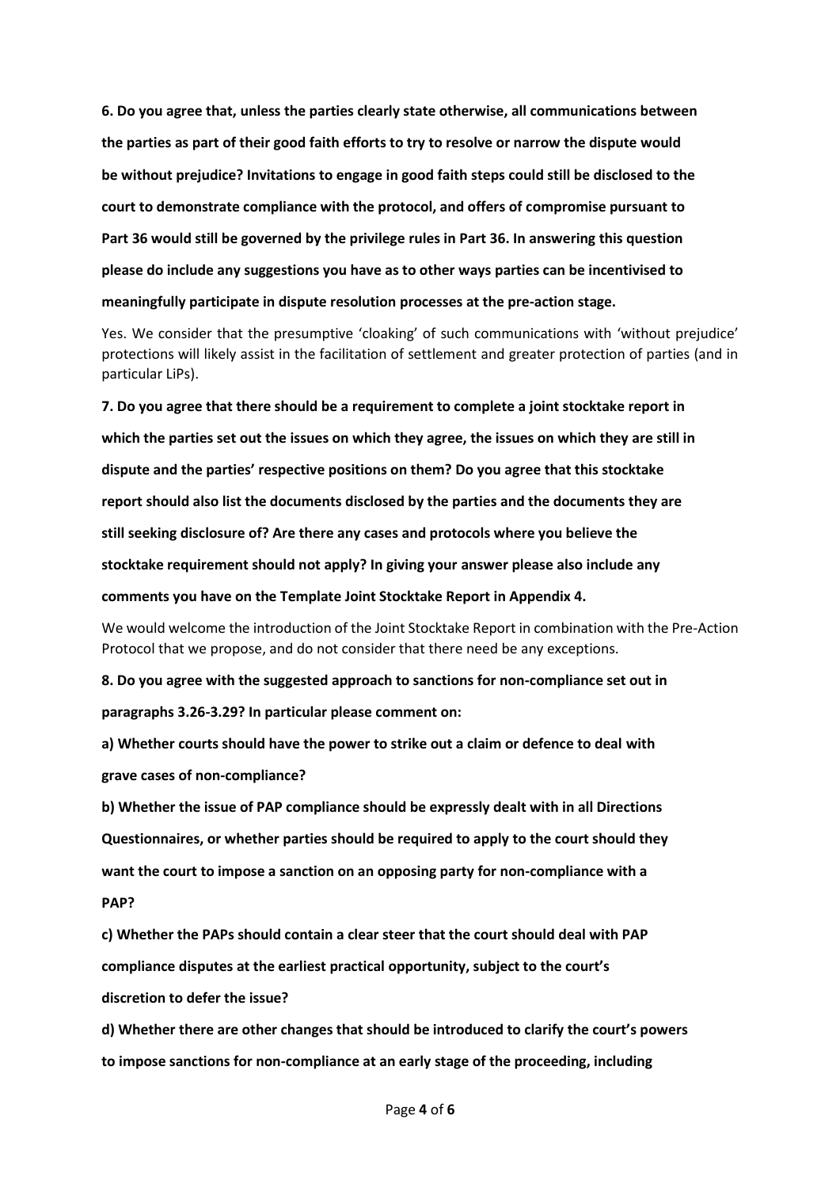**6. Do you agree that, unless the parties clearly state otherwise, all communications between the parties as part of their good faith efforts to try to resolve or narrow the dispute would be without prejudice? Invitations to engage in good faith steps could still be disclosed to the court to demonstrate compliance with the protocol, and offers of compromise pursuant to Part 36 would still be governed by the privilege rules in Part 36. In answering this question please do include any suggestions you have as to other ways parties can be incentivised to meaningfully participate in dispute resolution processes at the pre-action stage.**

Yes. We consider that the presumptive 'cloaking' of such communications with 'without prejudice' protections will likely assist in the facilitation of settlement and greater protection of parties (and in particular LiPs).

**7. Do you agree that there should be a requirement to complete a joint stocktake report in which the parties set out the issues on which they agree, the issues on which they are still in dispute and the parties' respective positions on them? Do you agree that this stocktake report should also list the documents disclosed by the parties and the documents they are still seeking disclosure of? Are there any cases and protocols where you believe the stocktake requirement should not apply? In giving your answer please also include any comments you have on the Template Joint Stocktake Report in Appendix 4.**

We would welcome the introduction of the Joint Stocktake Report in combination with the Pre-Action Protocol that we propose, and do not consider that there need be any exceptions.

**8. Do you agree with the suggested approach to sanctions for non-compliance set out in paragraphs 3.26-3.29? In particular please comment on:**

**a) Whether courts should have the power to strike out a claim or defence to deal with grave cases of non-compliance?**

**b) Whether the issue of PAP compliance should be expressly dealt with in all Directions Questionnaires, or whether parties should be required to apply to the court should they want the court to impose a sanction on an opposing party for non-compliance with a PAP?**

**c) Whether the PAPs should contain a clear steer that the court should deal with PAP compliance disputes at the earliest practical opportunity, subject to the court's discretion to defer the issue?**

**d) Whether there are other changes that should be introduced to clarify the court's powers to impose sanctions for non-compliance at an early stage of the proceeding, including**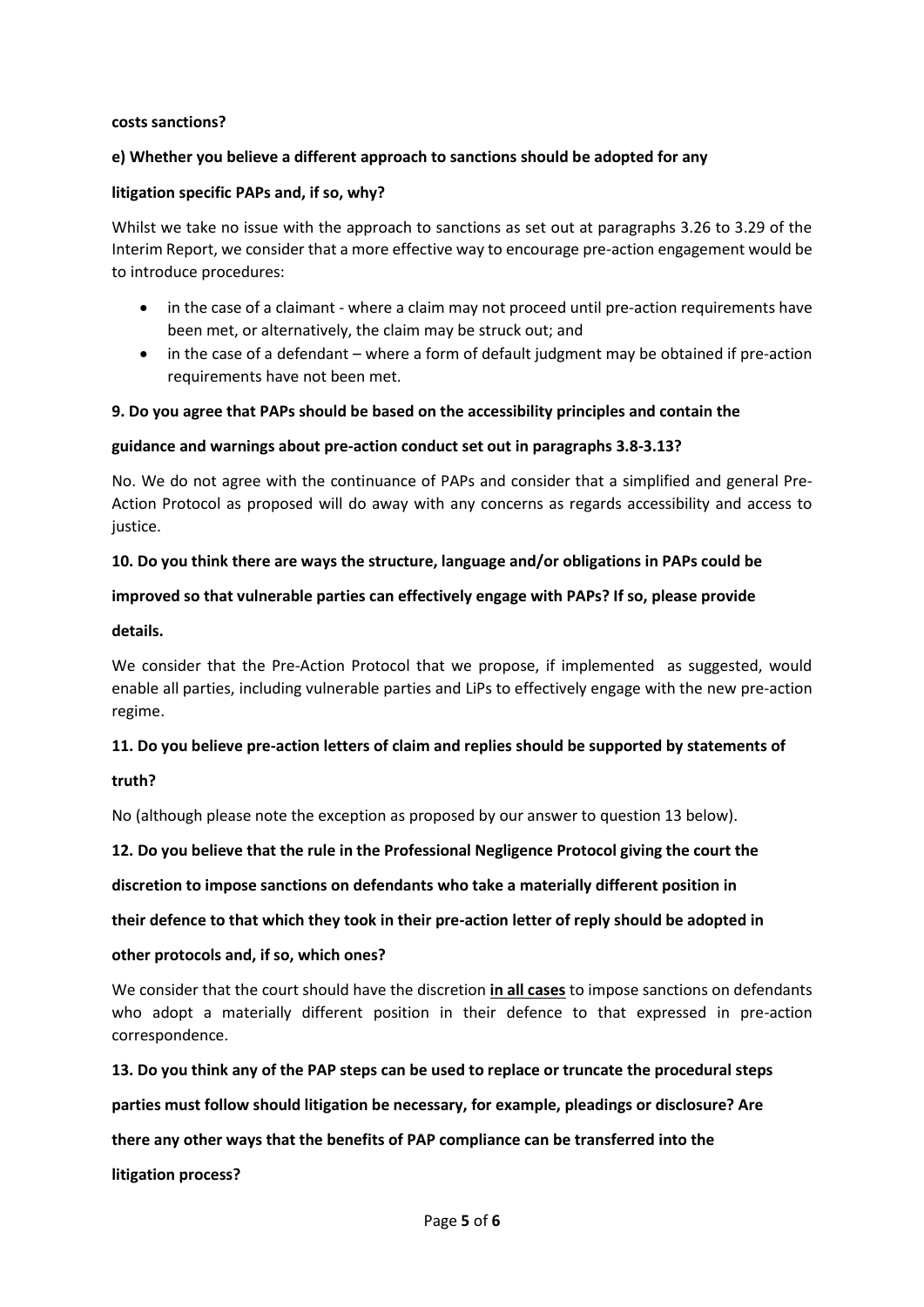**costs sanctions?**

**e) Whether you believe a different approach to sanctions should be adopted for any litigation specific PAPs and, if so, why?**

Whilst we take no issue with the approach to sanctions as set out at paragraphs 3.26 to 3.29 of the Interim Report, we consider that a more effective way to encourage pre-action engagement would be to introduce procedures:

- in the case of a claimant - where a claim may not proceed until pre-action requirements have been met, or alternatively, the claim may be struck out; and
- in the case of a defendant – where a form of default judgment may be obtained if pre-action requirements have not been met.

**9. Do you agree that PAPs should be based on the accessibility principles and contain the guidance and warnings about pre-action conduct set out in paragraphs 3.8-3.13?**

No. We do not agree with the continuance of PAPs and consider that a simplified and general Pre-Action Protocol as proposed will do away with any concerns as regards accessibility and access to justice.

**10. Do you think there are ways the structure, language and/or obligations in PAPs could be improved so that vulnerable parties can effectively engage with PAPs? If so, please provide details.**

We consider that the Pre-Action Protocol that we propose, if implemented as suggested, would enable all parties, including vulnerable parties and LiPs to effectively engage with the new pre-action regime.

**11. Do you believe pre-action letters of claim and replies should be supported by statements of truth?**

No (although please note the exception as proposed by our answer to question 13 below).

**12. Do you believe that the rule in the Professional Negligence Protocol giving the court the discretion to impose sanctions on defendants who take a materially different position in their defence to that which they took in their pre-action letter of reply should be adopted in other protocols and, if so, which ones?**

We consider that the court should have the discretion **in all cases** to impose sanctions on defendants who adopt a materially different position in their defence to that expressed in pre-action correspondence.

**13. Do you think any of the PAP steps can be used to replace or truncate the procedural steps parties must follow should litigation be necessary, for example, pleadings or disclosure? Are there any other ways that the benefits of PAP compliance can be transferred into the litigation process?**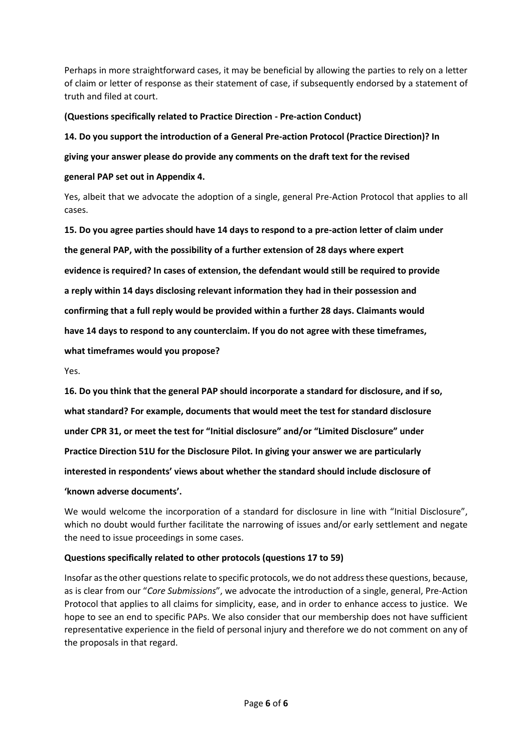Perhaps in more straightforward cases, it may be beneficial by allowing the parties to rely on a letter of claim or letter of response as their statement of case, if subsequently endorsed by a statement of truth and filed at court.

**(Questions specifically related to Practice Direction - Pre-action Conduct)**

**14. Do you support the introduction of a General Pre-action Protocol (Practice Direction)? In giving your answer please do provide any comments on the draft text for the revised general PAP set out in Appendix 4.**

Yes, albeit that we advocate the adoption of a single, general Pre-Action Protocol that applies to all cases.

**15. Do you agree parties should have 14 days to respond to a pre-action letter of claim under the general PAP, with the possibility of a further extension of 28 days where expert evidence is required? In cases of extension, the defendant would still be required to provide a reply within 14 days disclosing relevant information they had in their possession and confirming that a full reply would be provided within a further 28 days. Claimants would have 14 days to respond to any counterclaim. If you do not agree with these timeframes, what timeframes would you propose?**

Yes.

**16. Do you think that the general PAP should incorporate a standard for disclosure, and if so, what standard? For example, documents that would meet the test for standard disclosure under CPR 31, or meet the test for "Initial disclosure" and/or "Limited Disclosure" under Practice Direction 51U for the Disclosure Pilot. In giving your answer we are particularly interested in respondents' views about whether the standard should include disclosure of 'known adverse documents'.**

We would welcome the incorporation of a standard for disclosure in line with "Initial Disclosure", which no doubt would further facilitate the narrowing of issues and/or early settlement and negate the need to issue proceedings in some cases.

**Questions specifically related to other protocols (questions 17 to 59)**

Insofar as the other questions relate to specific protocols, we do not address these questions, because, as is clear from our "*Core Submissions*", we advocate the introduction of a single, general, Pre-Action Protocol that applies to all claims for simplicity, ease, and in order to enhance access to justice. We hope to see an end to specific PAPs. We also consider that our membership does not have sufficient representative experience in the field of personal injury and therefore we do not comment on any of the proposals in that regard.